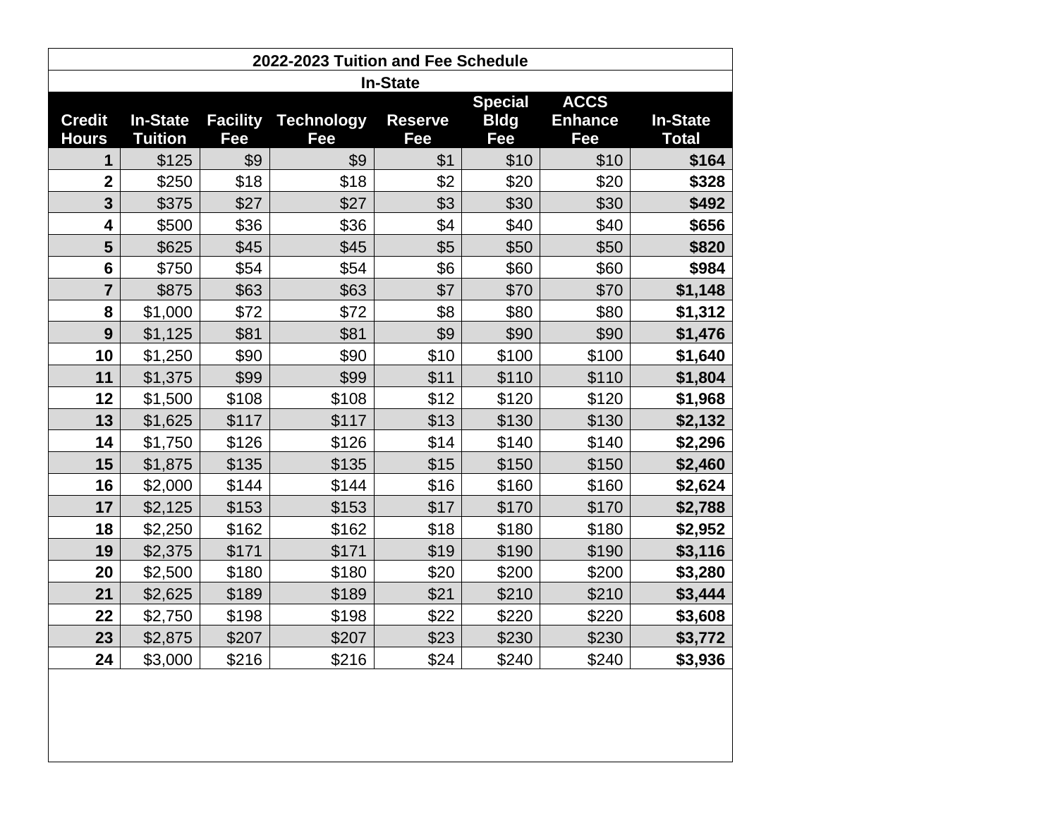## 2022-2023 Tuition and Fee Schedule

### In-State

| Credit Hours | In-State Tuition | Facility Fee | Technology Fee | Reserve Fee | Special Bldg Fee | ACCS Enhance Fee | In-State Total |
|---|---|---|---|---|---|---|---|
| **1** | $125 | $9 | $9 | $1 | $10 | $10 | **$164** |
| **2** | $250 | $18 | $18 | $2 | $20 | $20 | **$328** |
| **3** | $375 | $27 | $27 | $3 | $30 | $30 | **$492** |
| **4** | $500 | $36 | $36 | $4 | $40 | $40 | **$656** |
| **5** | $625 | $45 | $45 | $5 | $50 | $50 | **$820** |
| **6** | $750 | $54 | $54 | $6 | $60 | $60 | **$984** |
| **7** | $875 | $63 | $63 | $7 | $70 | $70 | **$1,148** |
| **8** | $1,000 | $72 | $72 | $8 | $80 | $80 | **$1,312** |
| **9** | $1,125 | $81 | $81 | $9 | $90 | $90 | **$1,476** |
| **10** | $1,250 | $90 | $90 | $10 | $100 | $100 | **$1,640** |
| **11** | $1,375 | $99 | $99 | $11 | $110 | $110 | **$1,804** |
| **12** | $1,500 | $108 | $108 | $12 | $120 | $120 | **$1,968** |
| **13** | $1,625 | $117 | $117 | $13 | $130 | $130 | **$2,132** |
| **14** | $1,750 | $126 | $126 | $14 | $140 | $140 | **$2,296** |
| **15** | $1,875 | $135 | $135 | $15 | $150 | $150 | **$2,460** |
| **16** | $2,000 | $144 | $144 | $16 | $160 | $160 | **$2,624** |
| **17** | $2,125 | $153 | $153 | $17 | $170 | $170 | **$2,788** |
| **18** | $2,250 | $162 | $162 | $18 | $180 | $180 | **$2,952** |
| **19** | $2,375 | $171 | $171 | $19 | $190 | $190 | **$3,116** |
| **20** | $2,500 | $180 | $180 | $20 | $200 | $200 | **$3,280** |
| **21** | $2,625 | $189 | $189 | $21 | $210 | $210 | **$3,444** |
| **22** | $2,750 | $198 | $198 | $22 | $220 | $220 | **$3,608** |
| **23** | $2,875 | $207 | $207 | $23 | $230 | $230 | **$3,772** |
| **24** | $3,000 | $216 | $216 | $24 | $240 | $240 | **$3,936** |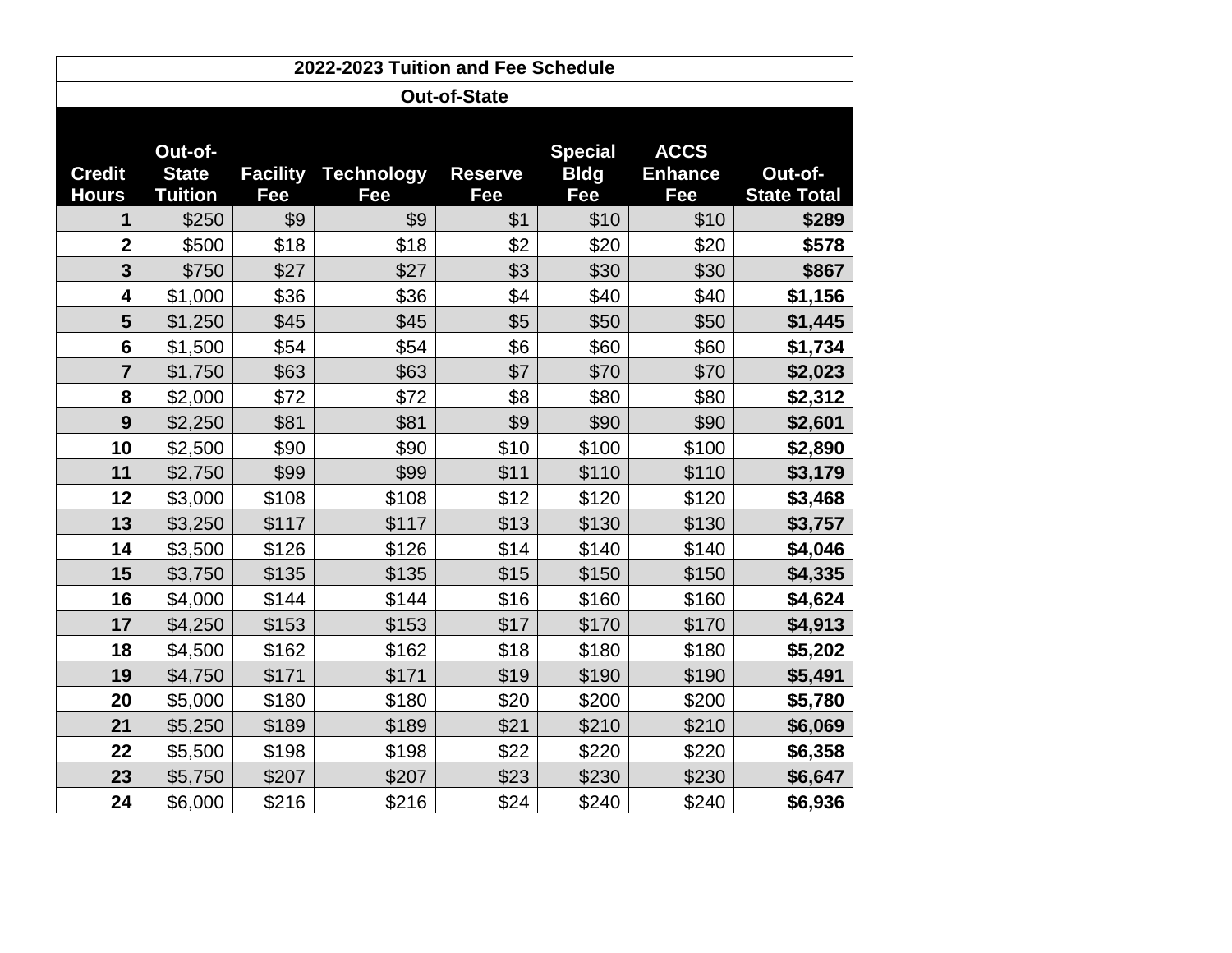| 2022-2023 Tuition and Fee Schedule | | | | | | | |
|---|---|---|---|---|---|---|---|
| Out-of-State | | | | | | | |
| **Credit Hours** | **Out-of-State Tuition** | **Facility Fee** | **Technology Fee** | **Reserve Fee** | **Special Bldg Fee** | **ACCS Enhance Fee** | **Out-of-State Total** |
| **1** | $250 | $9 | $9 | $1 | $10 | $10 | **$289** |
| **2** | $500 | $18 | $18 | $2 | $20 | $20 | **$578** |
| **3** | $750 | $27 | $27 | $3 | $30 | $30 | **$867** |
| **4** | $1,000 | $36 | $36 | $4 | $40 | $40 | **$1,156** |
| **5** | $1,250 | $45 | $45 | $5 | $50 | $50 | **$1,445** |
| **6** | $1,500 | $54 | $54 | $6 | $60 | $60 | **$1,734** |
| **7** | $1,750 | $63 | $63 | $7 | $70 | $70 | **$2,023** |
| **8** | $2,000 | $72 | $72 | $8 | $80 | $80 | **$2,312** |
| **9** | $2,250 | $81 | $81 | $9 | $90 | $90 | **$2,601** |
| **10** | $2,500 | $90 | $90 | $10 | $100 | $100 | **$2,890** |
| **11** | $2,750 | $99 | $99 | $11 | $110 | $110 | **$3,179** |
| **12** | $3,000 | $108 | $108 | $12 | $120 | $120 | **$3,468** |
| **13** | $3,250 | $117 | $117 | $13 | $130 | $130 | **$3,757** |
| **14** | $3,500 | $126 | $126 | $14 | $140 | $140 | **$4,046** |
| **15** | $3,750 | $135 | $135 | $15 | $150 | $150 | **$4,335** |
| **16** | $4,000 | $144 | $144 | $16 | $160 | $160 | **$4,624** |
| **17** | $4,250 | $153 | $153 | $17 | $170 | $170 | **$4,913** |
| **18** | $4,500 | $162 | $162 | $18 | $180 | $180 | **$5,202** |
| **19** | $4,750 | $171 | $171 | $19 | $190 | $190 | **$5,491** |
| **20** | $5,000 | $180 | $180 | $20 | $200 | $200 | **$5,780** |
| **21** | $5,250 | $189 | $189 | $21 | $210 | $210 | **$6,069** |
| **22** | $5,500 | $198 | $198 | $22 | $220 | $220 | **$6,358** |
| **23** | $5,750 | $207 | $207 | $23 | $230 | $230 | **$6,647** |
| **24** | $6,000 | $216 | $216 | $24 | $240 | $240 | **$6,936** |